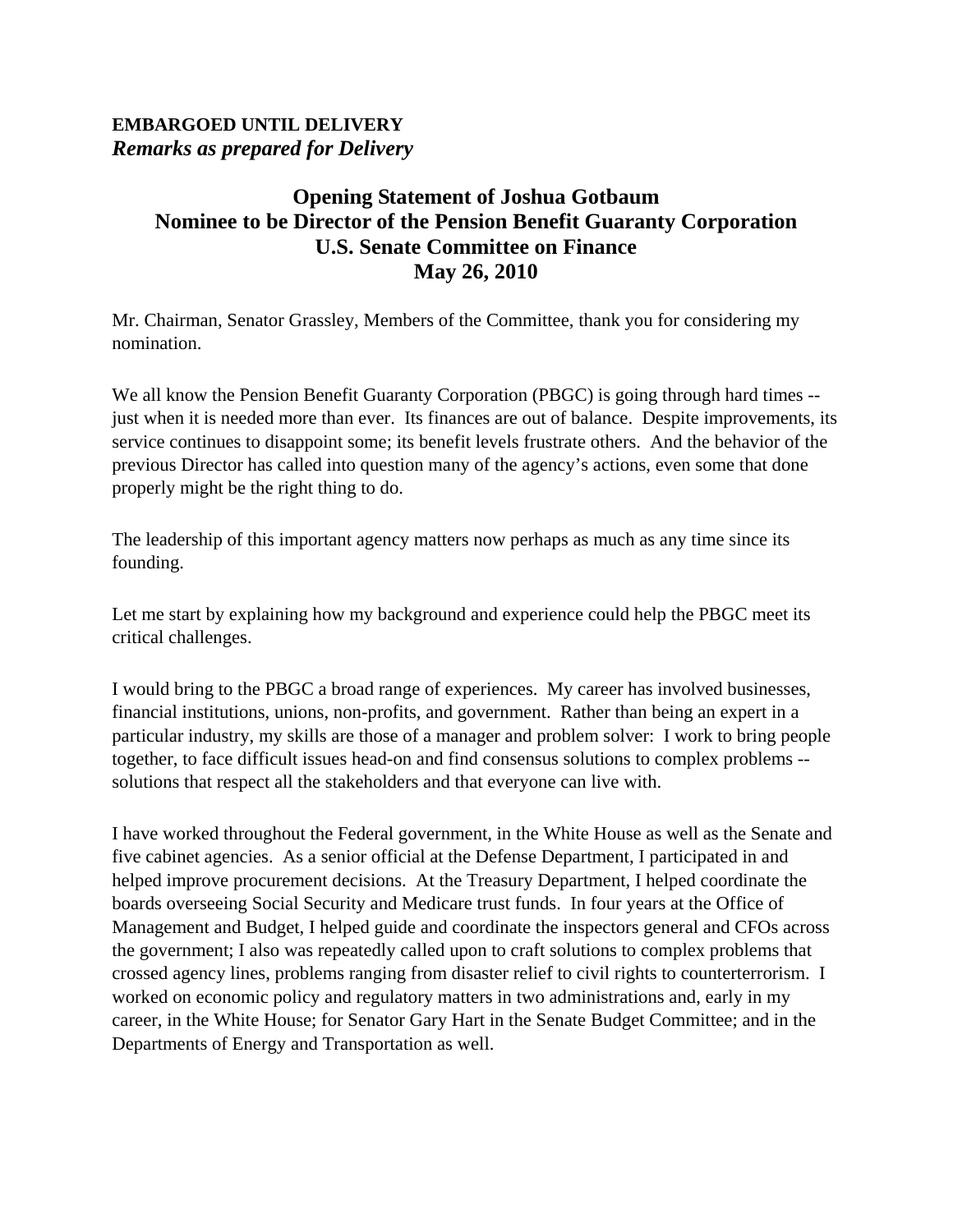**EMBARGOED UNTIL DELIVERY**
***Remarks as prepared for Delivery***

## Opening Statement of Joshua Gotbaum
## Nominee to be Director of the Pension Benefit Guaranty Corporation
## U.S. Senate Committee on Finance
## May 26, 2010

Mr. Chairman, Senator Grassley, Members of the Committee, thank you for considering my nomination.

We all know the Pension Benefit Guaranty Corporation (PBGC) is going through hard times -- just when it is needed more than ever. Its finances are out of balance. Despite improvements, its service continues to disappoint some; its benefit levels frustrate others. And the behavior of the previous Director has called into question many of the agency's actions, even some that done properly might be the right thing to do.

The leadership of this important agency matters now perhaps as much as any time since its founding.

Let me start by explaining how my background and experience could help the PBGC meet its critical challenges.

I would bring to the PBGC a broad range of experiences. My career has involved businesses, financial institutions, unions, non-profits, and government. Rather than being an expert in a particular industry, my skills are those of a manager and problem solver: I work to bring people together, to face difficult issues head-on and find consensus solutions to complex problems -- solutions that respect all the stakeholders and that everyone can live with.

I have worked throughout the Federal government, in the White House as well as the Senate and five cabinet agencies. As a senior official at the Defense Department, I participated in and helped improve procurement decisions. At the Treasury Department, I helped coordinate the boards overseeing Social Security and Medicare trust funds. In four years at the Office of Management and Budget, I helped guide and coordinate the inspectors general and CFOs across the government; I also was repeatedly called upon to craft solutions to complex problems that crossed agency lines, problems ranging from disaster relief to civil rights to counterterrorism. I worked on economic policy and regulatory matters in two administrations and, early in my career, in the White House; for Senator Gary Hart in the Senate Budget Committee; and in the Departments of Energy and Transportation as well.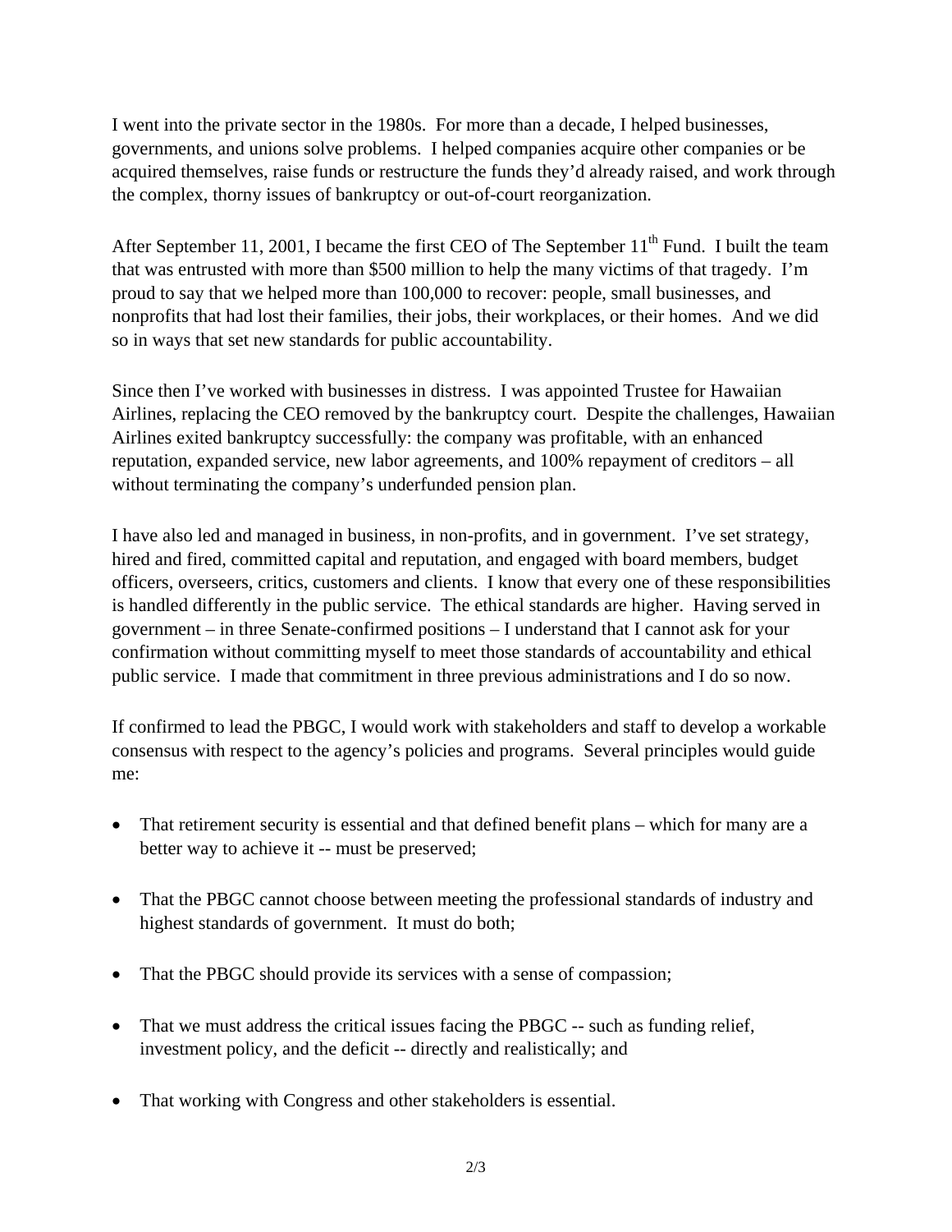I went into the private sector in the 1980s. For more than a decade, I helped businesses, governments, and unions solve problems. I helped companies acquire other companies or be acquired themselves, raise funds or restructure the funds they'd already raised, and work through the complex, thorny issues of bankruptcy or out-of-court reorganization.

After September 11, 2001, I became the first CEO of The September 11th Fund. I built the team that was entrusted with more than $500 million to help the many victims of that tragedy. I'm proud to say that we helped more than 100,000 to recover: people, small businesses, and nonprofits that had lost their families, their jobs, their workplaces, or their homes. And we did so in ways that set new standards for public accountability.

Since then I've worked with businesses in distress. I was appointed Trustee for Hawaiian Airlines, replacing the CEO removed by the bankruptcy court. Despite the challenges, Hawaiian Airlines exited bankruptcy successfully: the company was profitable, with an enhanced reputation, expanded service, new labor agreements, and 100% repayment of creditors – all without terminating the company's underfunded pension plan.

I have also led and managed in business, in non-profits, and in government. I've set strategy, hired and fired, committed capital and reputation, and engaged with board members, budget officers, overseers, critics, customers and clients. I know that every one of these responsibilities is handled differently in the public service. The ethical standards are higher. Having served in government – in three Senate-confirmed positions – I understand that I cannot ask for your confirmation without committing myself to meet those standards of accountability and ethical public service. I made that commitment in three previous administrations and I do so now.

If confirmed to lead the PBGC, I would work with stakeholders and staff to develop a workable consensus with respect to the agency's policies and programs. Several principles would guide me:

- That retirement security is essential and that defined benefit plans – which for many are a better way to achieve it -- must be preserved;
- That the PBGC cannot choose between meeting the professional standards of industry and highest standards of government. It must do both;
- That the PBGC should provide its services with a sense of compassion;
- That we must address the critical issues facing the PBGC -- such as funding relief, investment policy, and the deficit -- directly and realistically; and
- That working with Congress and other stakeholders is essential.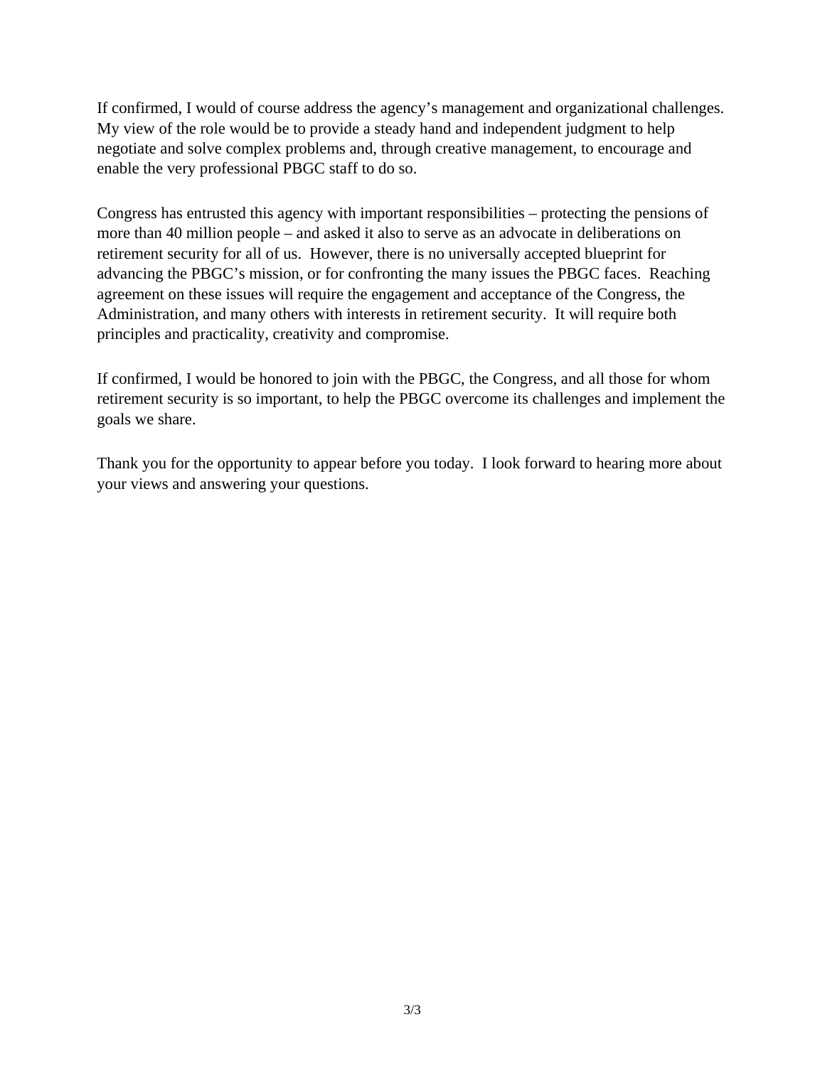If confirmed, I would of course address the agency's management and organizational challenges. My view of the role would be to provide a steady hand and independent judgment to help negotiate and solve complex problems and, through creative management, to encourage and enable the very professional PBGC staff to do so.

Congress has entrusted this agency with important responsibilities – protecting the pensions of more than 40 million people – and asked it also to serve as an advocate in deliberations on retirement security for all of us. However, there is no universally accepted blueprint for advancing the PBGC's mission, or for confronting the many issues the PBGC faces. Reaching agreement on these issues will require the engagement and acceptance of the Congress, the Administration, and many others with interests in retirement security. It will require both principles and practicality, creativity and compromise.

If confirmed, I would be honored to join with the PBGC, the Congress, and all those for whom retirement security is so important, to help the PBGC overcome its challenges and implement the goals we share.

Thank you for the opportunity to appear before you today. I look forward to hearing more about your views and answering your questions.